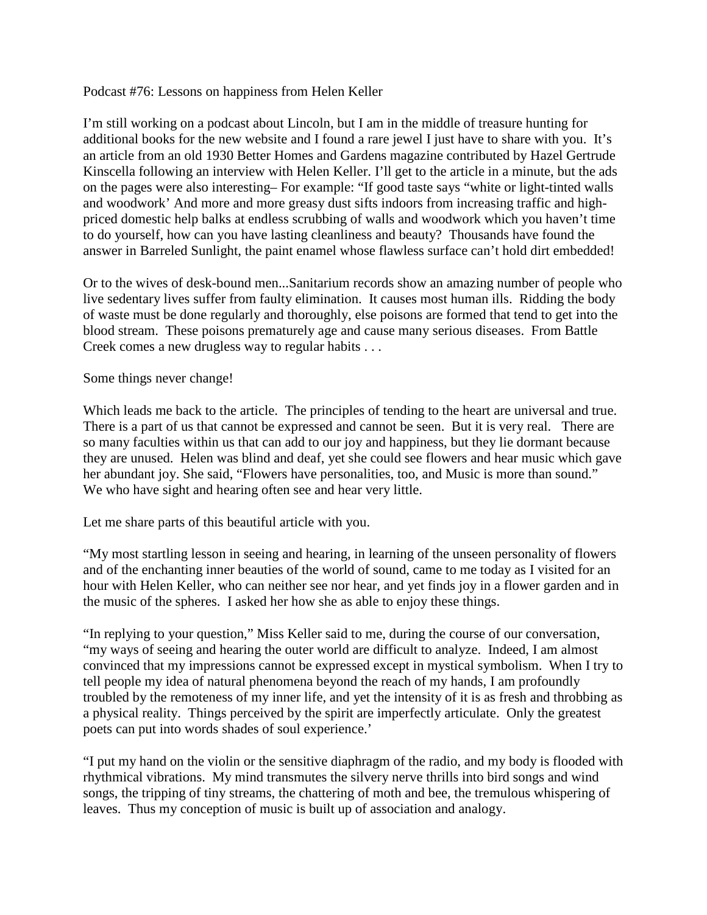Podcast #76: Lessons on happiness from Helen Keller

I'm still working on a podcast about Lincoln, but I am in the middle of treasure hunting for additional books for the new website and I found a rare jewel I just have to share with you. It's an article from an old 1930 Better Homes and Gardens magazine contributed by Hazel Gertrude Kinscella following an interview with Helen Keller. I'll get to the article in a minute, but the ads on the pages were also interesting– For example: "If good taste says "white or light-tinted walls and woodwork' And more and more greasy dust sifts indoors from increasing traffic and high-priced domestic help balks at endless scrubbing of walls and woodwork which you haven't time to do yourself, how can you have lasting cleanliness and beauty? Thousands have found the answer in Barreled Sunlight, the paint enamel whose flawless surface can't hold dirt embedded!

Or to the wives of desk-bound men...Sanitarium records show an amazing number of people who live sedentary lives suffer from faulty elimination. It causes most human ills. Ridding the body of waste must be done regularly and thoroughly, else poisons are formed that tend to get into the blood stream. These poisons prematurely age and cause many serious diseases. From Battle Creek comes a new drugless way to regular habits . . .

Some things never change!

Which leads me back to the article. The principles of tending to the heart are universal and true. There is a part of us that cannot be expressed and cannot be seen. But it is very real. There are so many faculties within us that can add to our joy and happiness, but they lie dormant because they are unused. Helen was blind and deaf, yet she could see flowers and hear music which gave her abundant joy. She said, "Flowers have personalities, too, and Music is more than sound." We who have sight and hearing often see and hear very little.

Let me share parts of this beautiful article with you.

"My most startling lesson in seeing and hearing, in learning of the unseen personality of flowers and of the enchanting inner beauties of the world of sound, came to me today as I visited for an hour with Helen Keller, who can neither see nor hear, and yet finds joy in a flower garden and in the music of the spheres. I asked her how she as able to enjoy these things.

"In replying to your question," Miss Keller said to me, during the course of our conversation, "my ways of seeing and hearing the outer world are difficult to analyze. Indeed, I am almost convinced that my impressions cannot be expressed except in mystical symbolism. When I try to tell people my idea of natural phenomena beyond the reach of my hands, I am profoundly troubled by the remoteness of my inner life, and yet the intensity of it is as fresh and throbbing as a physical reality. Things perceived by the spirit are imperfectly articulate. Only the greatest poets can put into words shades of soul experience.'

"I put my hand on the violin or the sensitive diaphragm of the radio, and my body is flooded with rhythmical vibrations. My mind transmutes the silvery nerve thrills into bird songs and wind songs, the tripping of tiny streams, the chattering of moth and bee, the tremulous whispering of leaves. Thus my conception of music is built up of association and analogy.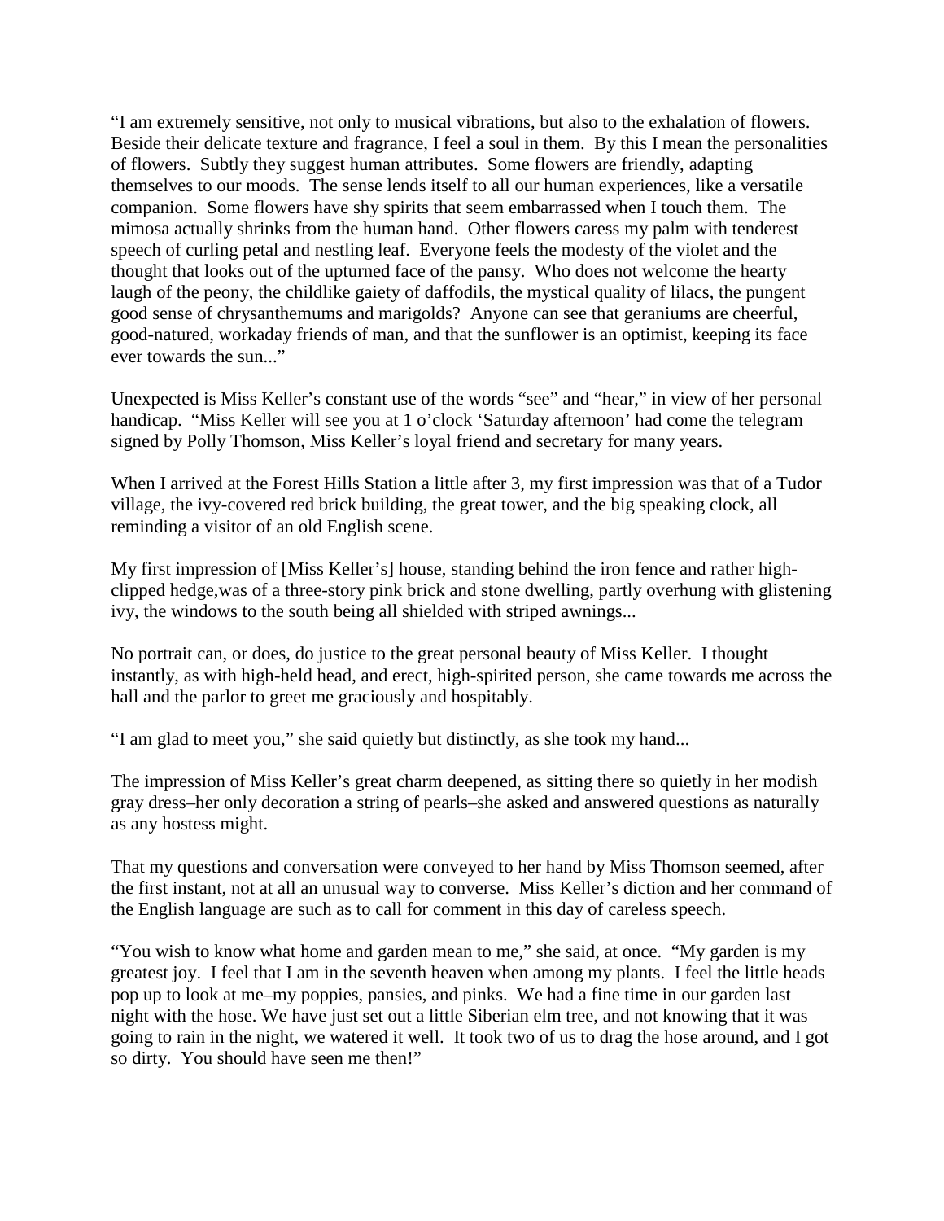"I am extremely sensitive, not only to musical vibrations, but also to the exhalation of flowers. Beside their delicate texture and fragrance, I feel a soul in them. By this I mean the personalities of flowers. Subtly they suggest human attributes. Some flowers are friendly, adapting themselves to our moods. The sense lends itself to all our human experiences, like a versatile companion. Some flowers have shy spirits that seem embarrassed when I touch them. The mimosa actually shrinks from the human hand. Other flowers caress my palm with tenderest speech of curling petal and nestling leaf. Everyone feels the modesty of the violet and the thought that looks out of the upturned face of the pansy. Who does not welcome the hearty laugh of the peony, the childlike gaiety of daffodils, the mystical quality of lilacs, the pungent good sense of chrysanthemums and marigolds? Anyone can see that geraniums are cheerful, good-natured, workaday friends of man, and that the sunflower is an optimist, keeping its face ever towards the sun..."

Unexpected is Miss Keller's constant use of the words "see" and "hear," in view of her personal handicap. "Miss Keller will see you at 1 o'clock 'Saturday afternoon' had come the telegram signed by Polly Thomson, Miss Keller's loyal friend and secretary for many years.

When I arrived at the Forest Hills Station a little after 3, my first impression was that of a Tudor village, the ivy-covered red brick building, the great tower, and the big speaking clock, all reminding a visitor of an old English scene.

My first impression of [Miss Keller's] house, standing behind the iron fence and rather high-clipped hedge,was of a three-story pink brick and stone dwelling, partly overhung with glistening ivy, the windows to the south being all shielded with striped awnings...

No portrait can, or does, do justice to the great personal beauty of Miss Keller. I thought instantly, as with high-held head, and erect, high-spirited person, she came towards me across the hall and the parlor to greet me graciously and hospitably.

"I am glad to meet you," she said quietly but distinctly, as she took my hand...

The impression of Miss Keller's great charm deepened, as sitting there so quietly in her modish gray dress–her only decoration a string of pearls–she asked and answered questions as naturally as any hostess might.

That my questions and conversation were conveyed to her hand by Miss Thomson seemed, after the first instant, not at all an unusual way to converse. Miss Keller's diction and her command of the English language are such as to call for comment in this day of careless speech.

"You wish to know what home and garden mean to me," she said, at once. "My garden is my greatest joy. I feel that I am in the seventh heaven when among my plants. I feel the little heads pop up to look at me–my poppies, pansies, and pinks. We had a fine time in our garden last night with the hose. We have just set out a little Siberian elm tree, and not knowing that it was going to rain in the night, we watered it well. It took two of us to drag the hose around, and I got so dirty. You should have seen me then!"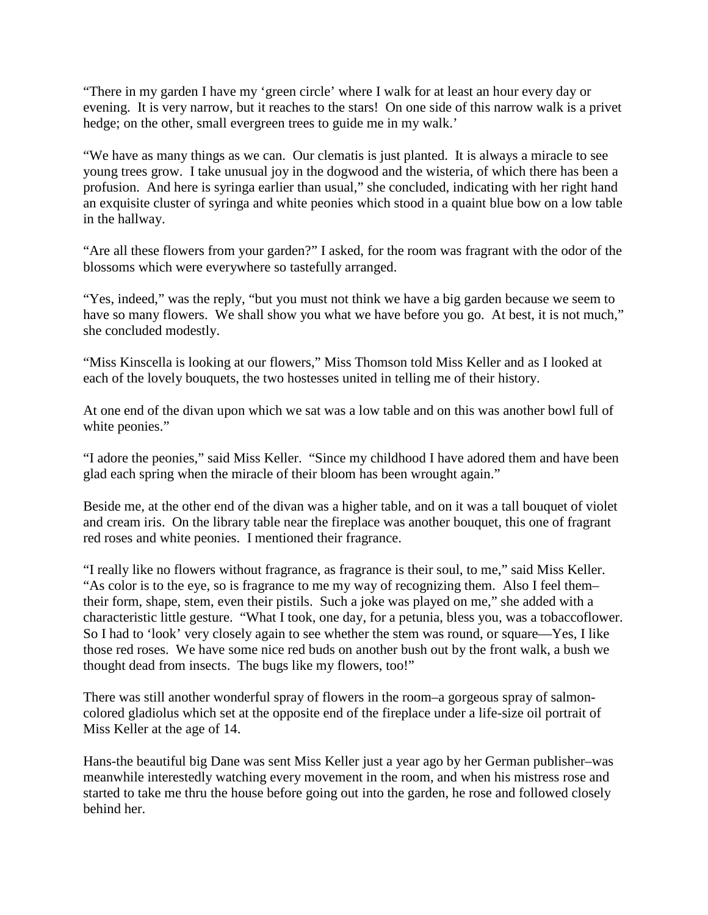"There in my garden I have my 'green circle' where I walk for at least an hour every day or evening. It is very narrow, but it reaches to the stars! On one side of this narrow walk is a privet hedge; on the other, small evergreen trees to guide me in my walk.'

"We have as many things as we can. Our clematis is just planted. It is always a miracle to see young trees grow. I take unusual joy in the dogwood and the wisteria, of which there has been a profusion. And here is syringa earlier than usual," she concluded, indicating with her right hand an exquisite cluster of syringa and white peonies which stood in a quaint blue bow on a low table in the hallway.

"Are all these flowers from your garden?" I asked, for the room was fragrant with the odor of the blossoms which were everywhere so tastefully arranged.

"Yes, indeed," was the reply, "but you must not think we have a big garden because we seem to have so many flowers. We shall show you what we have before you go. At best, it is not much," she concluded modestly.

"Miss Kinscella is looking at our flowers," Miss Thomson told Miss Keller and as I looked at each of the lovely bouquets, the two hostesses united in telling me of their history.

At one end of the divan upon which we sat was a low table and on this was another bowl full of white peonies."

"I adore the peonies," said Miss Keller. "Since my childhood I have adored them and have been glad each spring when the miracle of their bloom has been wrought again."

Beside me, at the other end of the divan was a higher table, and on it was a tall bouquet of violet and cream iris. On the library table near the fireplace was another bouquet, this one of fragrant red roses and white peonies. I mentioned their fragrance.

"I really like no flowers without fragrance, as fragrance is their soul, to me," said Miss Keller. "As color is to the eye, so is fragrance to me my way of recognizing them. Also I feel them–their form, shape, stem, even their pistils. Such a joke was played on me," she added with a characteristic little gesture. "What I took, one day, for a petunia, bless you, was a tobaccoflower. So I had to 'look' very closely again to see whether the stem was round, or square—Yes, I like those red roses. We have some nice red buds on another bush out by the front walk, a bush we thought dead from insects. The bugs like my flowers, too!"

There was still another wonderful spray of flowers in the room–a gorgeous spray of salmon-colored gladiolus which set at the opposite end of the fireplace under a life-size oil portrait of Miss Keller at the age of 14.

Hans-the beautiful big Dane was sent Miss Keller just a year ago by her German publisher–was meanwhile interestedly watching every movement in the room, and when his mistress rose and started to take me thru the house before going out into the garden, he rose and followed closely behind her.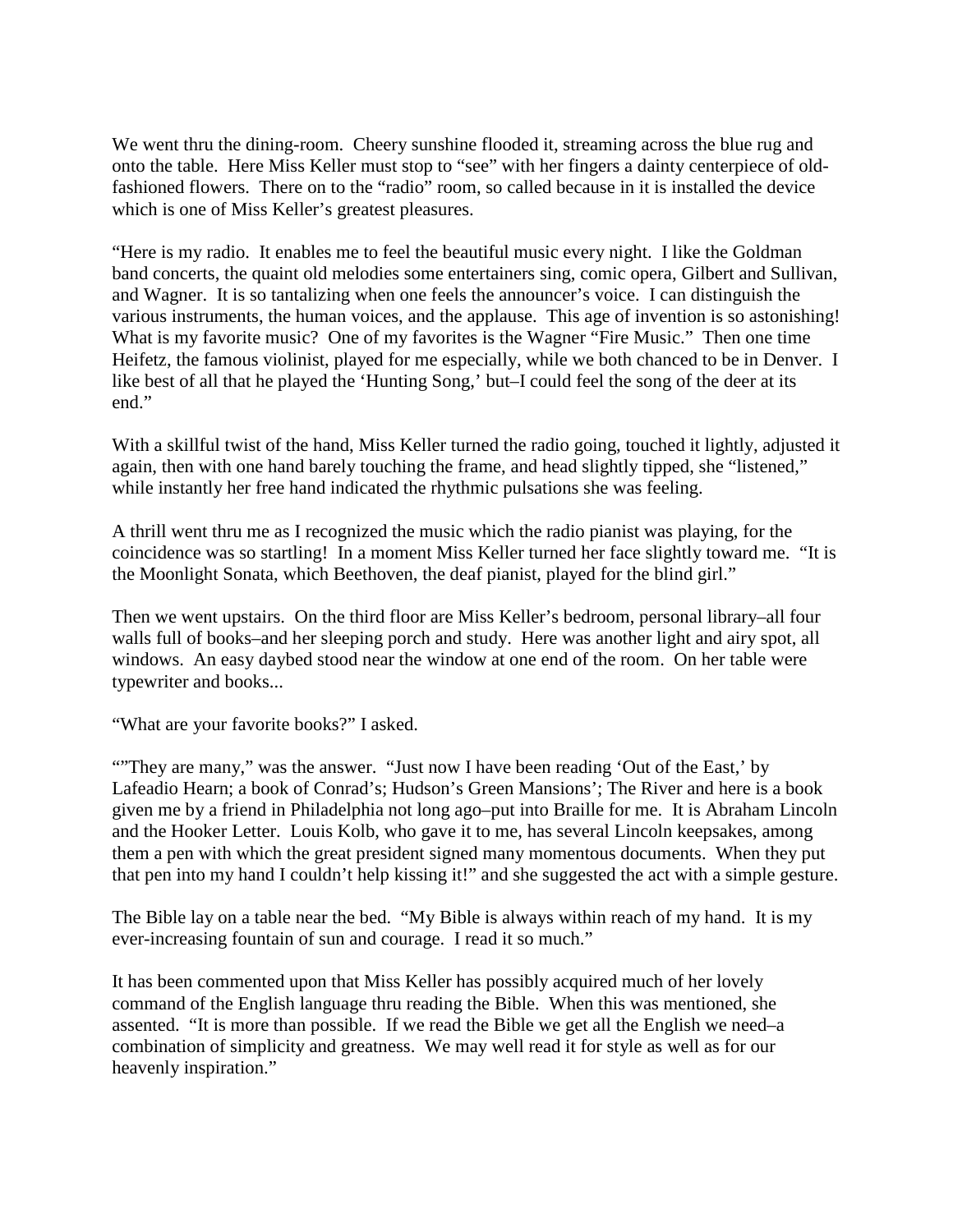We went thru the dining-room. Cheery sunshine flooded it, streaming across the blue rug and onto the table. Here Miss Keller must stop to "see" with her fingers a dainty centerpiece of old-fashioned flowers. There on to the "radio" room, so called because in it is installed the device which is one of Miss Keller's greatest pleasures.

"Here is my radio. It enables me to feel the beautiful music every night. I like the Goldman band concerts, the quaint old melodies some entertainers sing, comic opera, Gilbert and Sullivan, and Wagner. It is so tantalizing when one feels the announcer's voice. I can distinguish the various instruments, the human voices, and the applause. This age of invention is so astonishing! What is my favorite music? One of my favorites is the Wagner "Fire Music." Then one time Heifetz, the famous violinist, played for me especially, while we both chanced to be in Denver. I like best of all that he played the 'Hunting Song,' but–I could feel the song of the deer at its end."

With a skillful twist of the hand, Miss Keller turned the radio going, touched it lightly, adjusted it again, then with one hand barely touching the frame, and head slightly tipped, she "listened," while instantly her free hand indicated the rhythmic pulsations she was feeling.

A thrill went thru me as I recognized the music which the radio pianist was playing, for the coincidence was so startling! In a moment Miss Keller turned her face slightly toward me. "It is the Moonlight Sonata, which Beethoven, the deaf pianist, played for the blind girl."

Then we went upstairs. On the third floor are Miss Keller's bedroom, personal library–all four walls full of books–and her sleeping porch and study. Here was another light and airy spot, all windows. An easy daybed stood near the window at one end of the room. On her table were typewriter and books...

"What are your favorite books?" I asked.

""They are many," was the answer. "Just now I have been reading 'Out of the East,' by Lafeadio Hearn; a book of Conrad's; Hudson's Green Mansions'; The River and here is a book given me by a friend in Philadelphia not long ago–put into Braille for me. It is Abraham Lincoln and the Hooker Letter. Louis Kolb, who gave it to me, has several Lincoln keepsakes, among them a pen with which the great president signed many momentous documents. When they put that pen into my hand I couldn't help kissing it!" and she suggested the act with a simple gesture.

The Bible lay on a table near the bed. "My Bible is always within reach of my hand. It is my ever-increasing fountain of sun and courage. I read it so much."

It has been commented upon that Miss Keller has possibly acquired much of her lovely command of the English language thru reading the Bible. When this was mentioned, she assented. "It is more than possible. If we read the Bible we get all the English we need–a combination of simplicity and greatness. We may well read it for style as well as for our heavenly inspiration."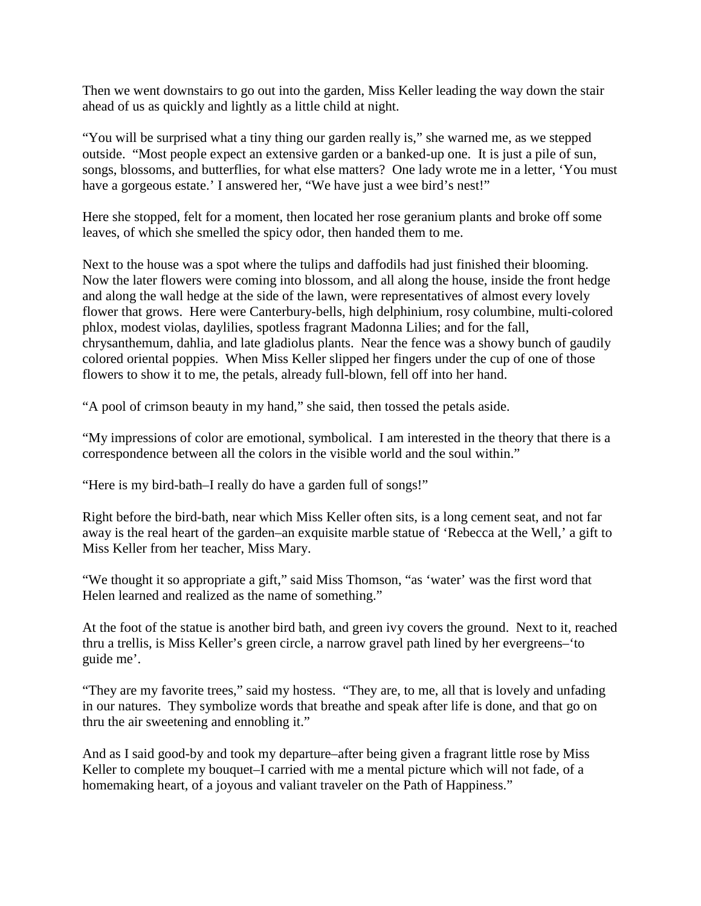Then we went downstairs to go out into the garden, Miss Keller leading the way down the stair ahead of us as quickly and lightly as a little child at night.

"You will be surprised what a tiny thing our garden really is," she warned me, as we stepped outside. "Most people expect an extensive garden or a banked-up one. It is just a pile of sun, songs, blossoms, and butterflies, for what else matters? One lady wrote me in a letter, 'You must have a gorgeous estate.' I answered her, "We have just a wee bird's nest!"

Here she stopped, felt for a moment, then located her rose geranium plants and broke off some leaves, of which she smelled the spicy odor, then handed them to me.

Next to the house was a spot where the tulips and daffodils had just finished their blooming. Now the later flowers were coming into blossom, and all along the house, inside the front hedge and along the wall hedge at the side of the lawn, were representatives of almost every lovely flower that grows. Here were Canterbury-bells, high delphinium, rosy columbine, multi-colored phlox, modest violas, daylilies, spotless fragrant Madonna Lilies; and for the fall, chrysanthemum, dahlia, and late gladiolus plants. Near the fence was a showy bunch of gaudily colored oriental poppies. When Miss Keller slipped her fingers under the cup of one of those flowers to show it to me, the petals, already full-blown, fell off into her hand.

"A pool of crimson beauty in my hand," she said, then tossed the petals aside.

"My impressions of color are emotional, symbolical. I am interested in the theory that there is a correspondence between all the colors in the visible world and the soul within."

"Here is my bird-bath–I really do have a garden full of songs!"

Right before the bird-bath, near which Miss Keller often sits, is a long cement seat, and not far away is the real heart of the garden–an exquisite marble statue of 'Rebecca at the Well,' a gift to Miss Keller from her teacher, Miss Mary.

"We thought it so appropriate a gift," said Miss Thomson, "as 'water' was the first word that Helen learned and realized as the name of something."

At the foot of the statue is another bird bath, and green ivy covers the ground. Next to it, reached thru a trellis, is Miss Keller's green circle, a narrow gravel path lined by her evergreens–'to guide me'.

"They are my favorite trees," said my hostess. "They are, to me, all that is lovely and unfading in our natures. They symbolize words that breathe and speak after life is done, and that go on thru the air sweetening and ennobling it."

And as I said good-by and took my departure–after being given a fragrant little rose by Miss Keller to complete my bouquet–I carried with me a mental picture which will not fade, of a homemaking heart, of a joyous and valiant traveler on the Path of Happiness."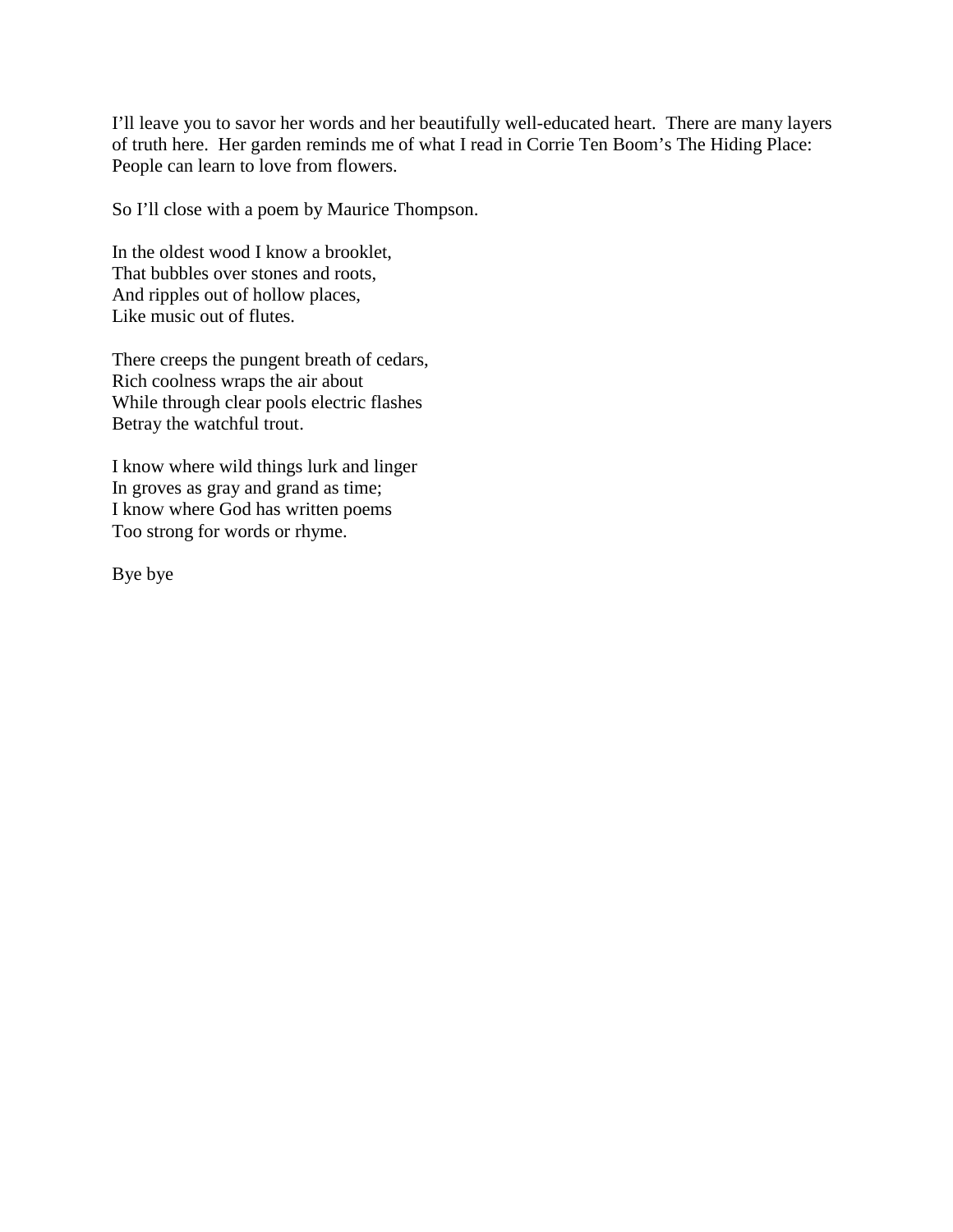I'll leave you to savor her words and her beautifully well-educated heart.  There are many layers of truth here.  Her garden reminds me of what I read in Corrie Ten Boom's The Hiding Place: People can learn to love from flowers.

So I'll close with a poem by Maurice Thompson.

In the oldest wood I know a brooklet,  
That bubbles over stones and roots,  
And ripples out of hollow places,  
Like music out of flutes.

There creeps the pungent breath of cedars,  
Rich coolness wraps the air about  
While through clear pools electric flashes  
Betray the watchful trout.

I know where wild things lurk and linger  
In groves as gray and grand as time;  
I know where God has written poems  
Too strong for words or rhyme.

Bye bye